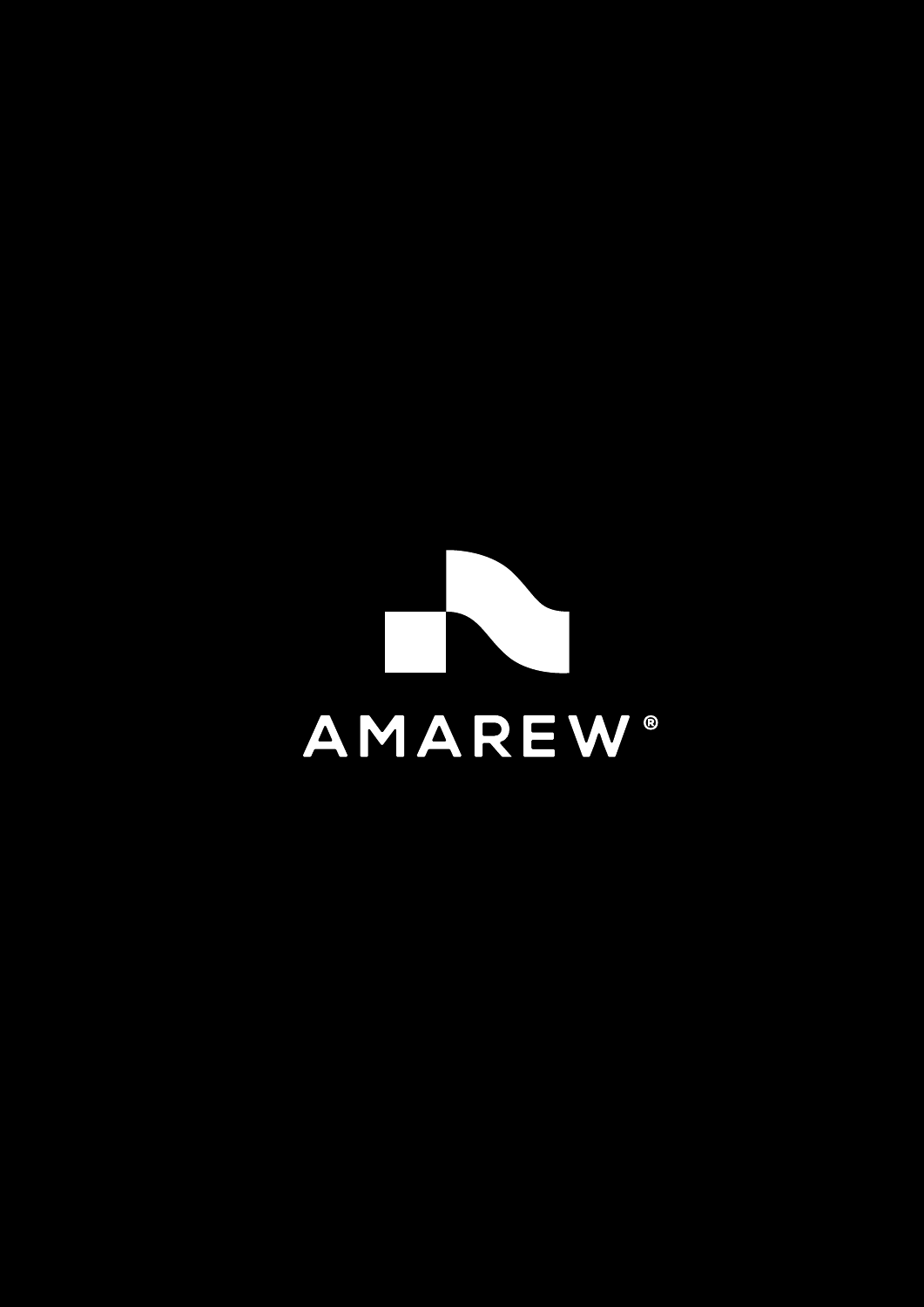AMAREW®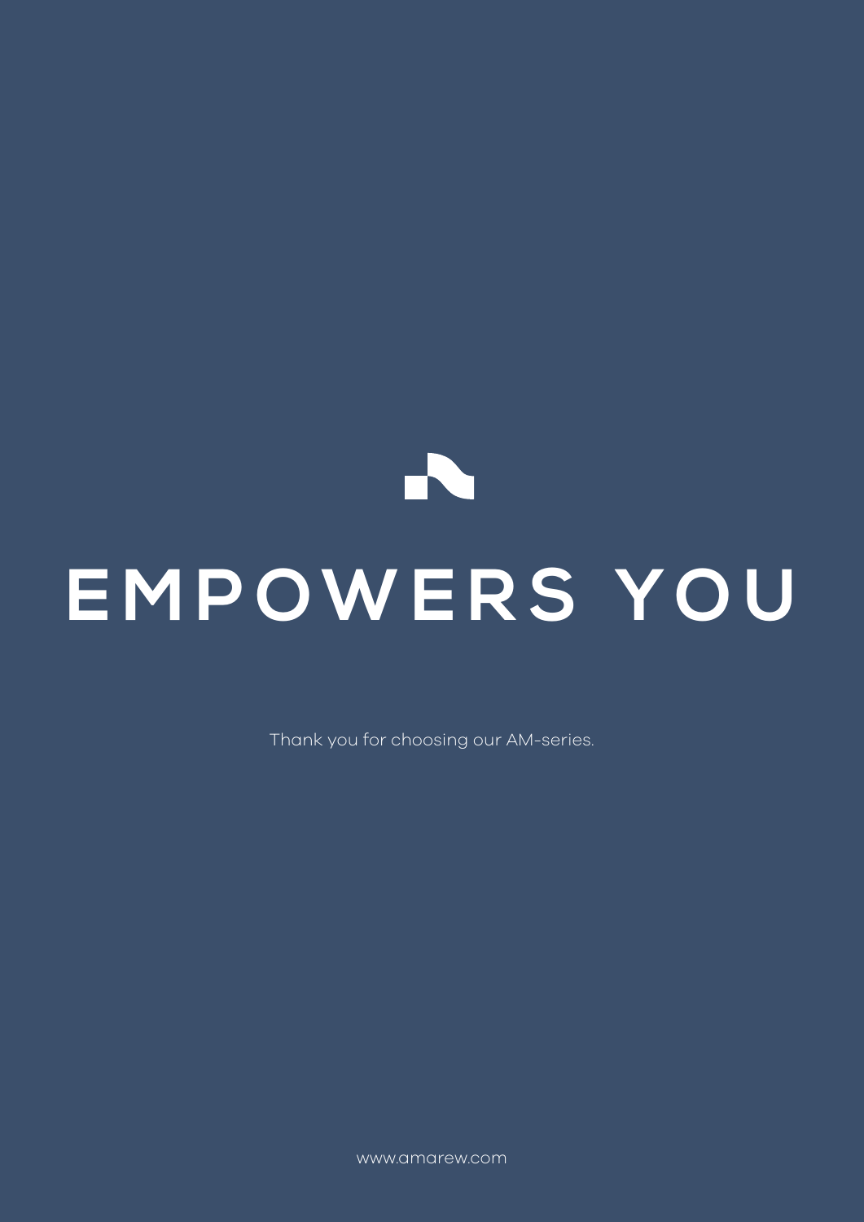# EMPOWERS YOU

Thank you for choosing our AM-series.

www.amarew.com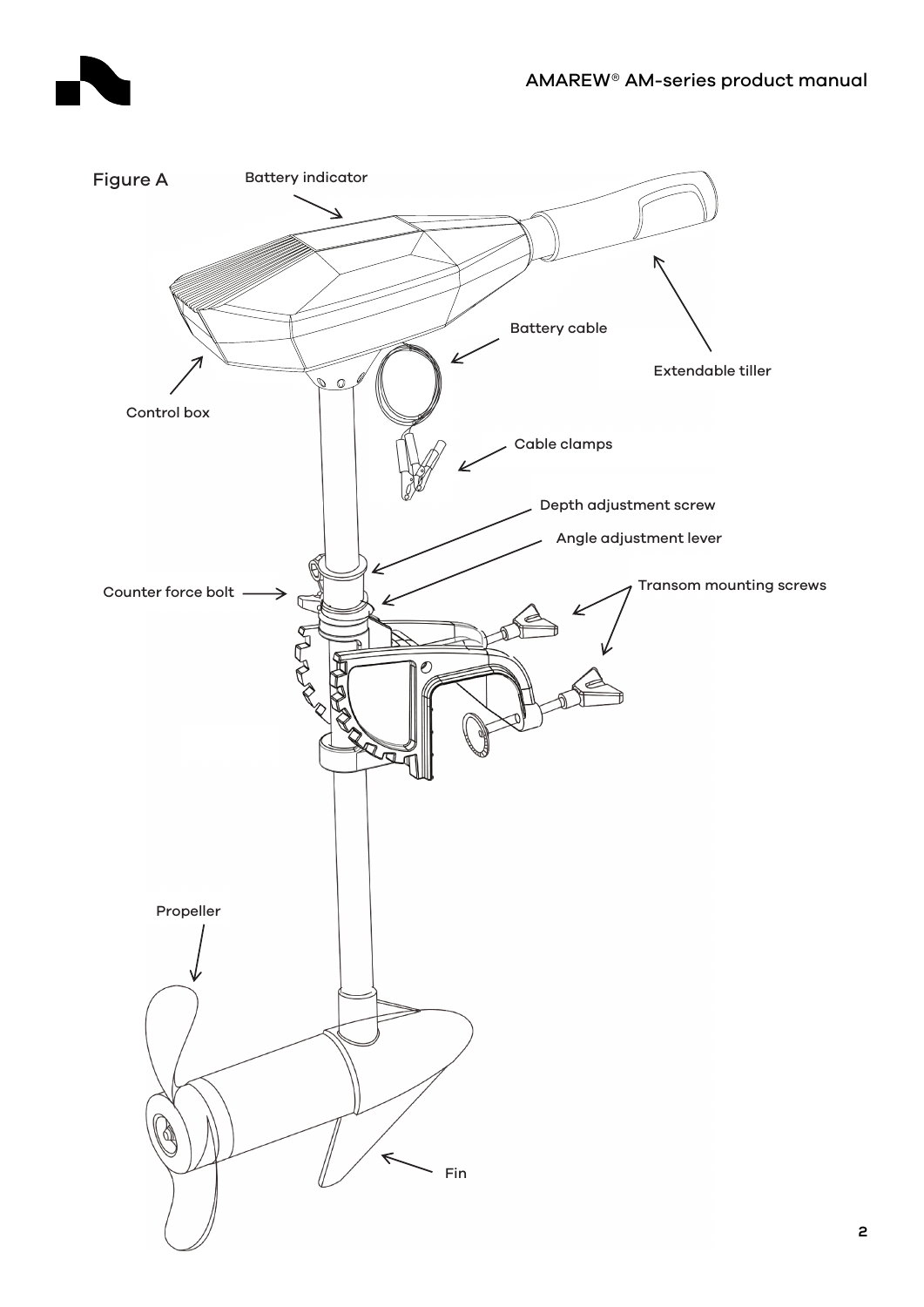Figure A

Battery indicator

Extendable tiller

Battery cable

Control box

Cable clamps

Depth adjustment screw

Angle adjustment lever

Counter force bolt

Transom mounting screws

Propeller

Fin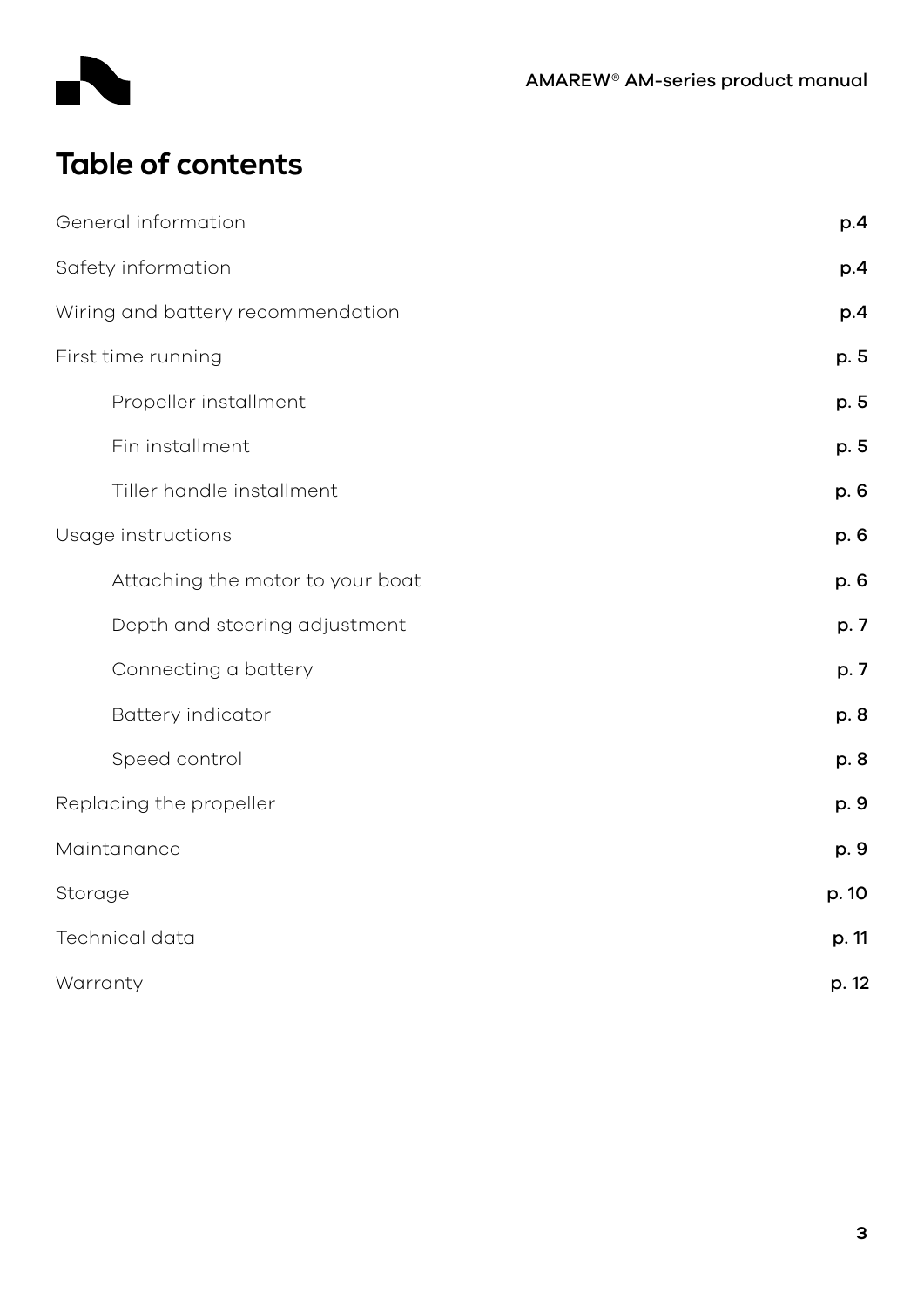# Table of contents

| | |
|---|---|
| General information | p.4 |
| Safety information | p.4 |
| Wiring and battery recommendation | p.4 |
| First time running | p. 5 |
| Propeller installment | p. 5 |
| Fin installment | p. 5 |
| Tiller handle installment | p. 6 |
| Usage instructions | p. 6 |
| Attaching the motor to your boat | p. 6 |
| Depth and steering adjustment | p. 7 |
| Connecting a battery | p. 7 |
| Battery indicator | p. 8 |
| Speed control | p. 8 |
| Replacing the propeller | p. 9 |
| Maintanance | p. 9 |
| Storage | p. 10 |
| Technical data | p. 11 |
| Warranty | p. 12 |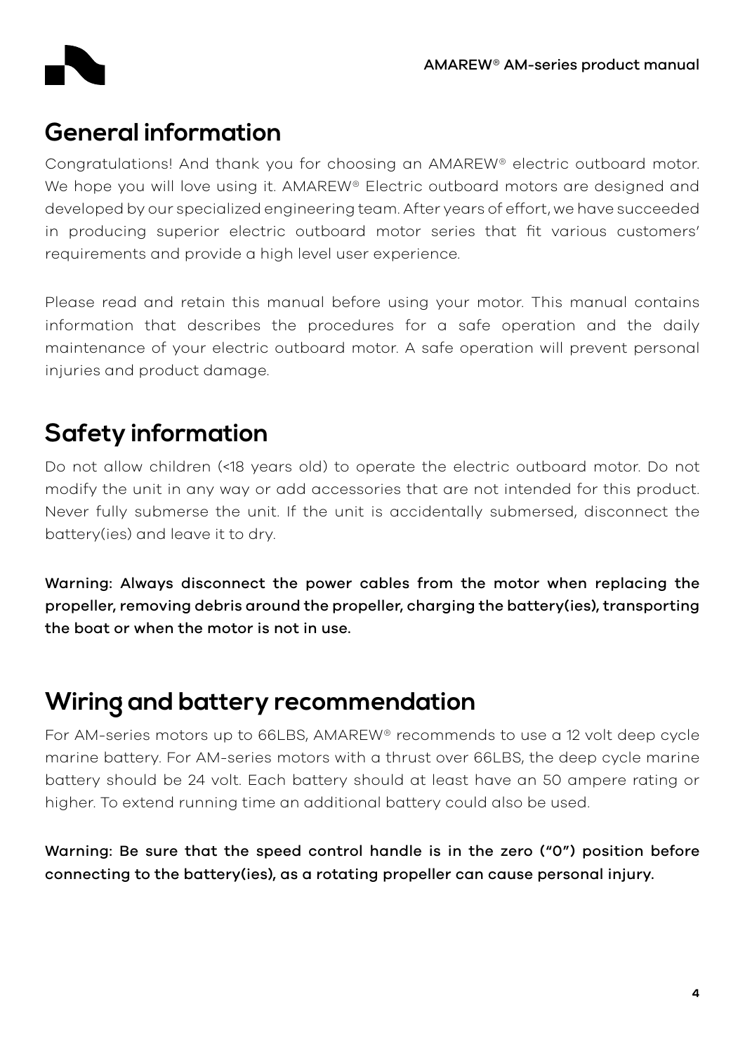## General information

Congratulations! And thank you for choosing an AMAREW® electric outboard motor. We hope you will love using it. AMAREW® Electric outboard motors are designed and developed by our specialized engineering team. After years of effort, we have succeeded in producing superior electric outboard motor series that fit various customers' requirements and provide a high level user experience.

Please read and retain this manual before using your motor. This manual contains information that describes the procedures for a safe operation and the daily maintenance of your electric outboard motor. A safe operation will prevent personal injuries and product damage.

## Safety information

Do not allow children (<18 years old) to operate the electric outboard motor. Do not modify the unit in any way or add accessories that are not intended for this product. Never fully submerse the unit. If the unit is accidentally submersed, disconnect the battery(ies) and leave it to dry.

**Warning: Always disconnect the power cables from the motor when replacing the propeller, removing debris around the propeller, charging the battery(ies), transporting the boat or when the motor is not in use.**

## Wiring and battery recommendation

For AM-series motors up to 66LBS, AMAREW® recommends to use a 12 volt deep cycle marine battery. For AM-series motors with a thrust over 66LBS, the deep cycle marine battery should be 24 volt. Each battery should at least have an 50 ampere rating or higher. To extend running time an additional battery could also be used.

**Warning: Be sure that the speed control handle is in the zero ("0") position before connecting to the battery(ies), as a rotating propeller can cause personal injury.**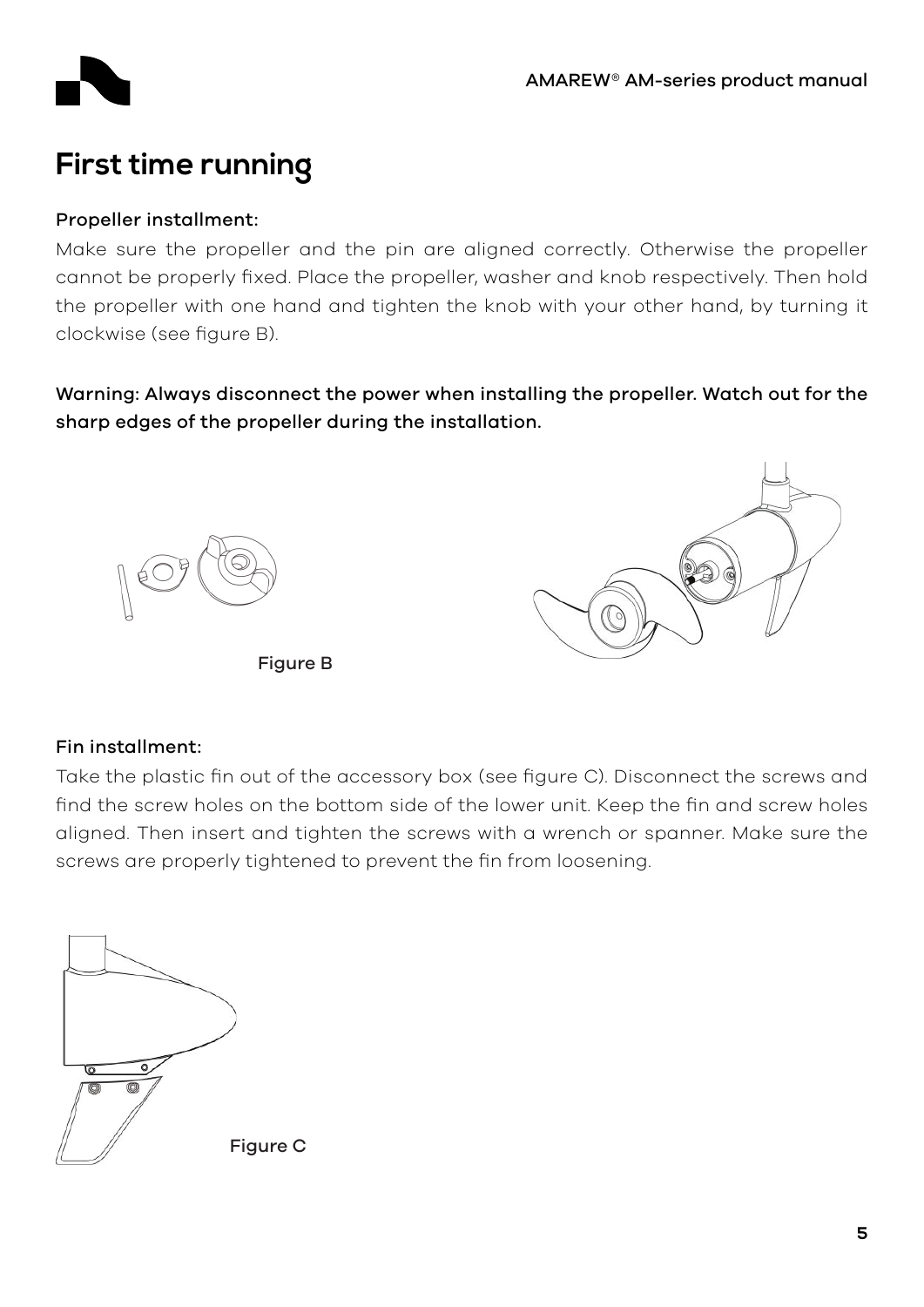# First time running

### Propeller installment:

Make sure the propeller and the pin are aligned correctly. Otherwise the propeller cannot be properly fixed. Place the propeller, washer and knob respectively. Then hold the propeller with one hand and tighten the knob with your other hand, by turning it clockwise (see figure B).

**Warning: Always disconnect the power when installing the propeller. Watch out for the sharp edges of the propeller during the installation.**

Figure B

### Fin installment:

Take the plastic fin out of the accessory box (see figure C). Disconnect the screws and find the screw holes on the bottom side of the lower unit. Keep the fin and screw holes aligned. Then insert and tighten the screws with a wrench or spanner. Make sure the screws are properly tightened to prevent the fin from loosening.

Figure C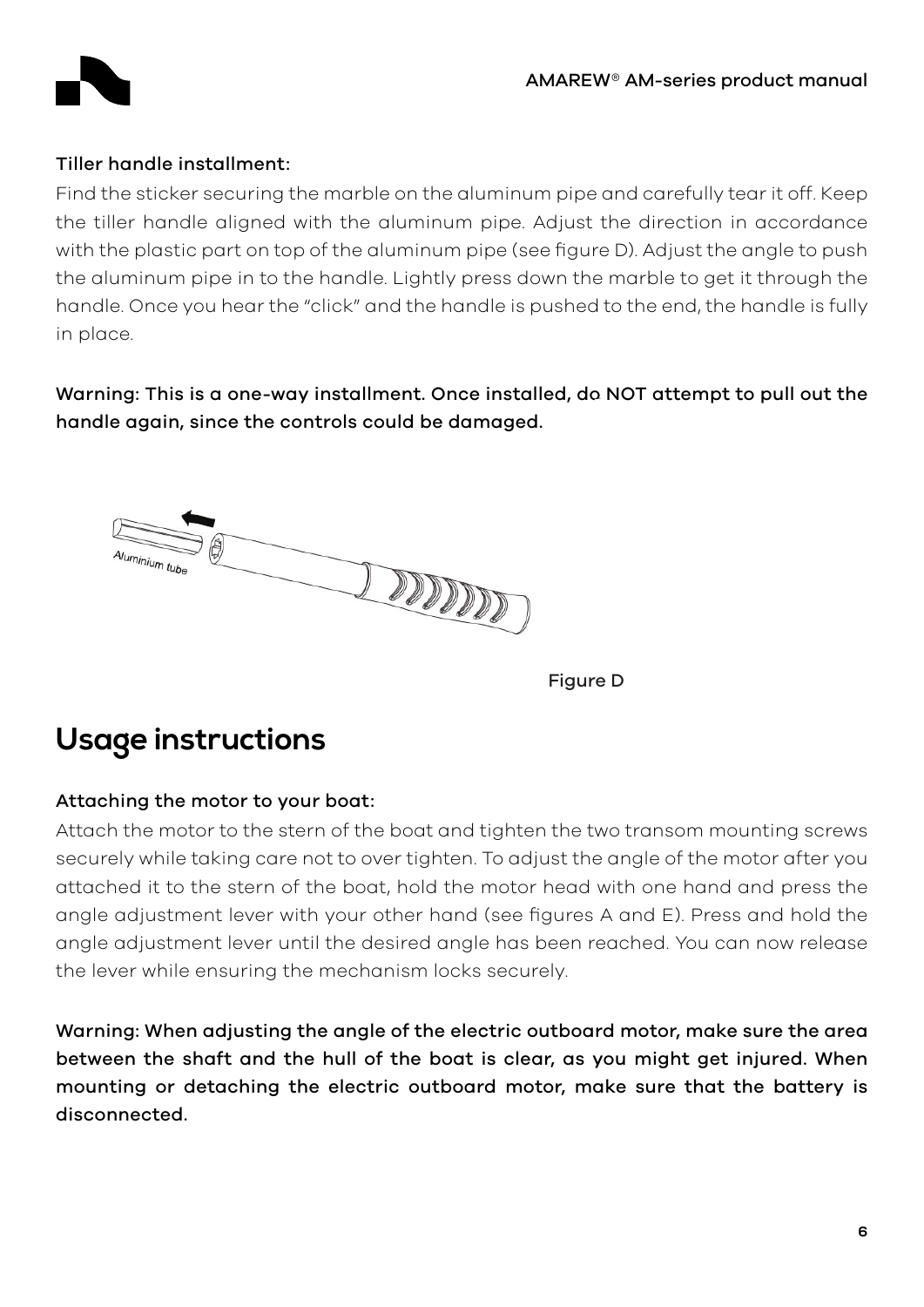**Tiller handle installment:**

Find the sticker securing the marble on the aluminum pipe and carefully tear it off. Keep the tiller handle aligned with the aluminum pipe. Adjust the direction in accordance with the plastic part on top of the aluminum pipe (see figure D). Adjust the angle to push the aluminum pipe in to the handle. Lightly press down the marble to get it through the handle. Once you hear the "click" and the handle is pushed to the end, the handle is fully in place.

**Warning: This is a one-way installment. Once installed, do NOT attempt to pull out the handle again, since the controls could be damaged.**

Aluminium tube

Figure D

## Usage instructions

**Attaching the motor to your boat:**

Attach the motor to the stern of the boat and tighten the two transom mounting screws securely while taking care not to over tighten. To adjust the angle of the motor after you attached it to the stern of the boat, hold the motor head with one hand and press the angle adjustment lever with your other hand (see figures A and E). Press and hold the angle adjustment lever until the desired angle has been reached. You can now release the lever while ensuring the mechanism locks securely.

**Warning: When adjusting the angle of the electric outboard motor, make sure the area between the shaft and the hull of the boat is clear, as you might get injured. When mounting or detaching the electric outboard motor, make sure that the battery is disconnected.**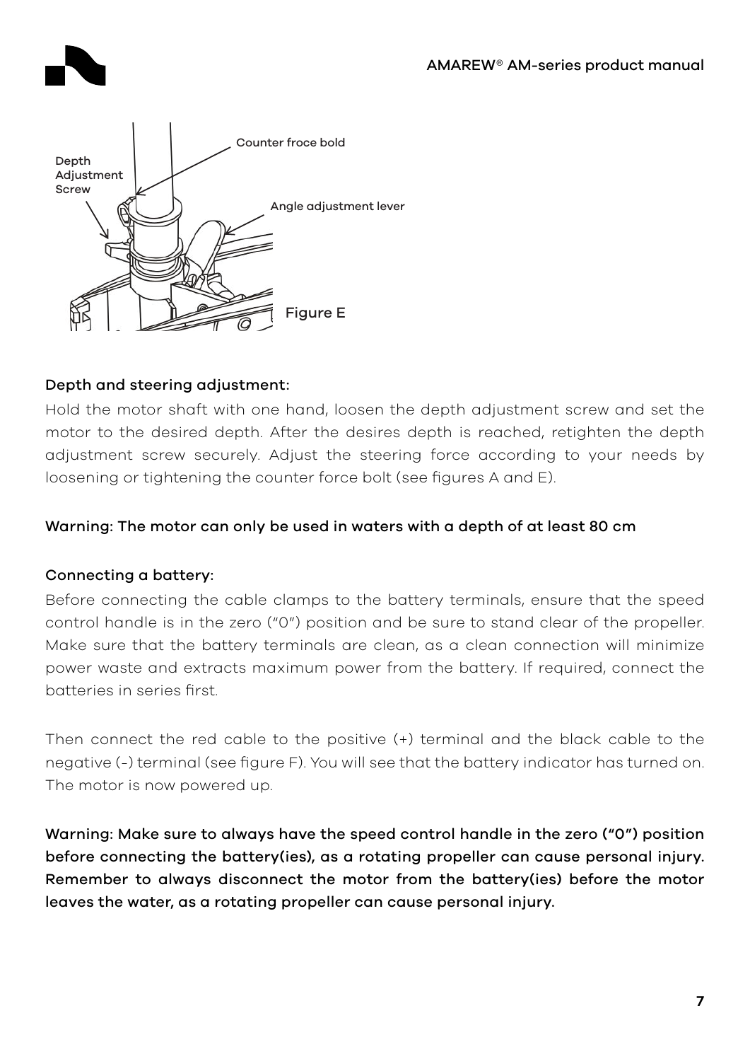Counter froce bold

Depth Adjustment Screw

Angle adjustment lever

Figure E

### Depth and steering adjustment:

Hold the motor shaft with one hand, loosen the depth adjustment screw and set the motor to the desired depth. After the desires depth is reached, retighten the depth adjustment screw securely. Adjust the steering force according to your needs by loosening or tightening the counter force bolt (see figures A and E).

**Warning: The motor can only be used in waters with a depth of at least 80 cm**

### Connecting a battery:

Before connecting the cable clamps to the battery terminals, ensure that the speed control handle is in the zero ("0") position and be sure to stand clear of the propeller. Make sure that the battery terminals are clean, as a clean connection will minimize power waste and extracts maximum power from the battery. If required, connect the batteries in series first.

Then connect the red cable to the positive (+) terminal and the black cable to the negative (-) terminal (see figure F). You will see that the battery indicator has turned on. The motor is now powered up.

**Warning: Make sure to always have the speed control handle in the zero ("0") position before connecting the battery(ies), as a rotating propeller can cause personal injury. Remember to always disconnect the motor from the battery(ies) before the motor leaves the water, as a rotating propeller can cause personal injury.**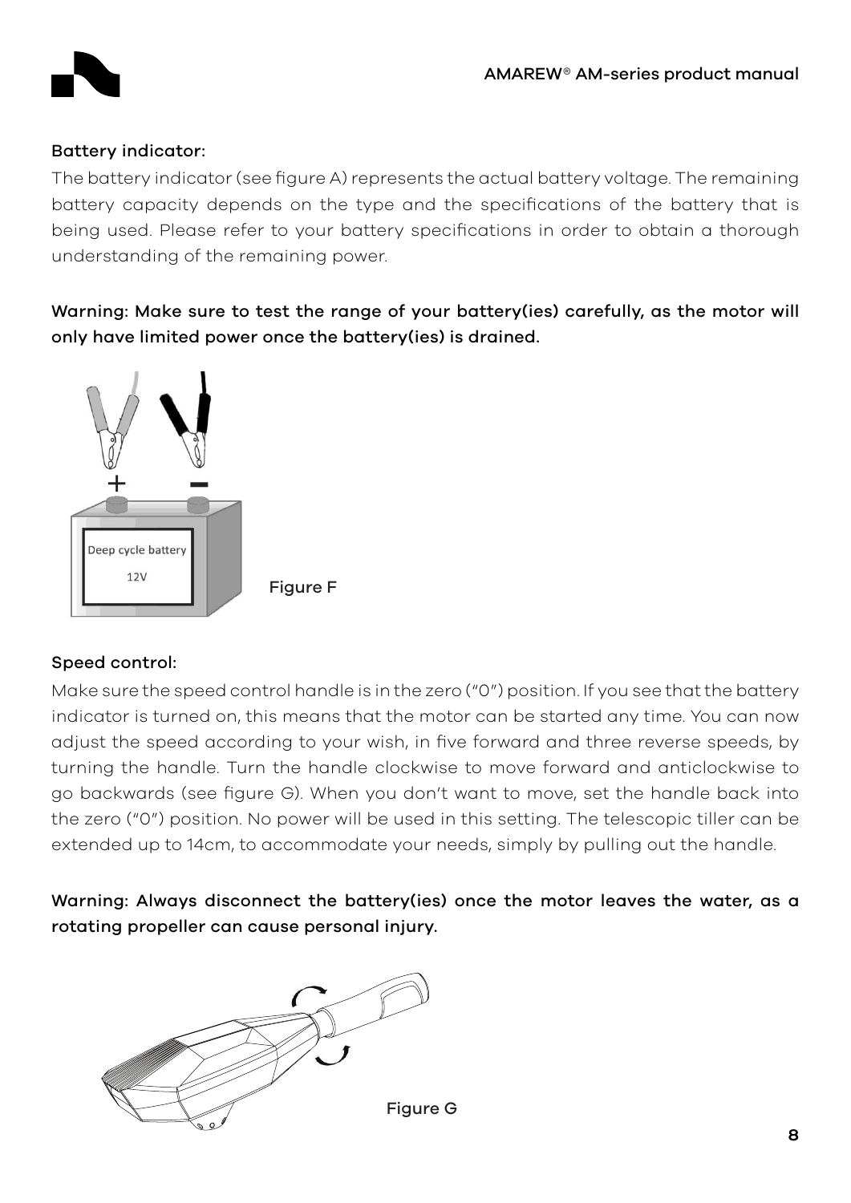### Battery indicator:

The battery indicator (see figure A) represents the actual battery voltage. The remaining battery capacity depends on the type and the specifications of the battery that is being used. Please refer to your battery specifications in order to obtain a thorough understanding of the remaining power.

**Warning: Make sure to test the range of your battery(ies) carefully, as the motor will only have limited power once the battery(ies) is drained.**

Figure F

### Speed control:

Make sure the speed control handle is in the zero ("0") position. If you see that the battery indicator is turned on, this means that the motor can be started any time. You can now adjust the speed according to your wish, in five forward and three reverse speeds, by turning the handle. Turn the handle clockwise to move forward and anticlockwise to go backwards (see figure G). When you don't want to move, set the handle back into the zero ("0") position. No power will be used in this setting. The telescopic tiller can be extended up to 14cm, to accommodate your needs, simply by pulling out the handle.

**Warning: Always disconnect the battery(ies) once the motor leaves the water, as a rotating propeller can cause personal injury.**

Figure G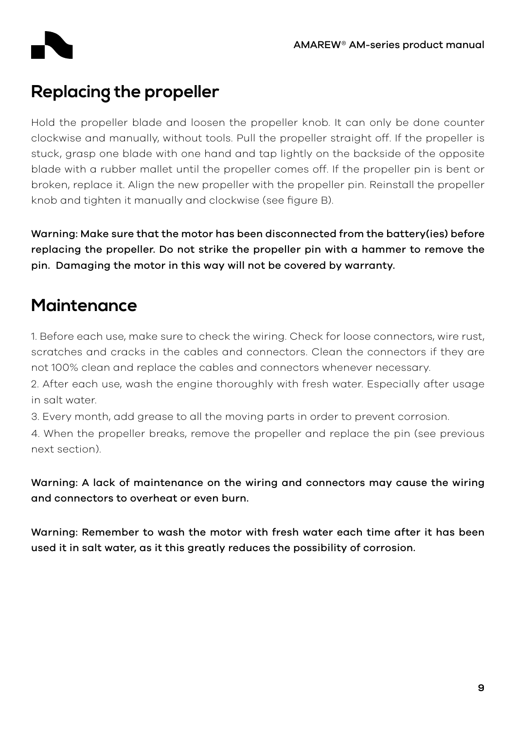## Replacing the propeller

Hold the propeller blade and loosen the propeller knob. It can only be done counter clockwise and manually, without tools. Pull the propeller straight off. If the propeller is stuck, grasp one blade with one hand and tap lightly on the backside of the opposite blade with a rubber mallet until the propeller comes off. If the propeller pin is bent or broken, replace it. Align the new propeller with the propeller pin. Reinstall the propeller knob and tighten it manually and clockwise (see figure B).

**Warning: Make sure that the motor has been disconnected from the battery(ies) before replacing the propeller. Do not strike the propeller pin with a hammer to remove the pin. Damaging the motor in this way will not be covered by warranty.**

## Maintenance

1. Before each use, make sure to check the wiring. Check for loose connectors, wire rust, scratches and cracks in the cables and connectors. Clean the connectors if they are not 100% clean and replace the cables and connectors whenever necessary.
2. After each use, wash the engine thoroughly with fresh water. Especially after usage in salt water.
3. Every month, add grease to all the moving parts in order to prevent corrosion.
4. When the propeller breaks, remove the propeller and replace the pin (see previous next section).

**Warning: A lack of maintenance on the wiring and connectors may cause the wiring and connectors to overheat or even burn.**

**Warning: Remember to wash the motor with fresh water each time after it has been used it in salt water, as it this greatly reduces the possibility of corrosion.**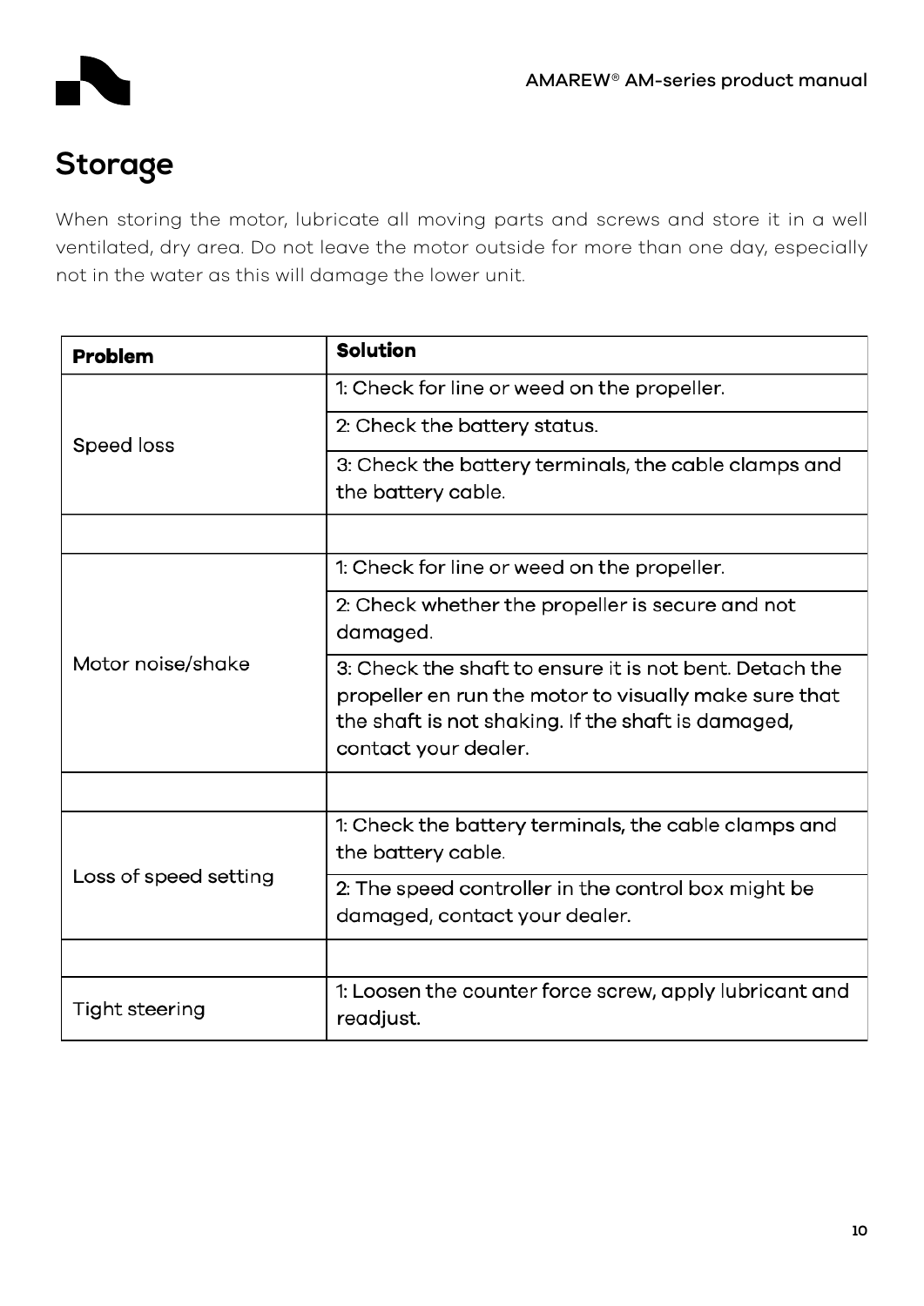# Storage

When storing the motor, lubricate all moving parts and screws and store it in a well ventilated, dry area. Do not leave the motor outside for more than one day, especially not in the water as this will damage the lower unit.

| **Problem** | **Solution** |
| --- | --- |
| Speed loss | 1: Check for line or weed on the propeller. |
| | 2: Check the battery status. |
| | 3: Check the battery terminals, the cable clamps and the battery cable. |
| | |
| Motor noise/shake | 1: Check for line or weed on the propeller. |
| | 2: Check whether the propeller is secure and not damaged. |
| | 3: Check the shaft to ensure it is not bent. Detach the propeller en run the motor to visually make sure that the shaft is not shaking. If the shaft is damaged, contact your dealer. |
| | |
| Loss of speed setting | 1: Check the battery terminals, the cable clamps and the battery cable. |
| | 2: The speed controller in the control box might be damaged, contact your dealer. |
| | |
| Tight steering | 1: Loosen the counter force screw, apply lubricant and readjust. |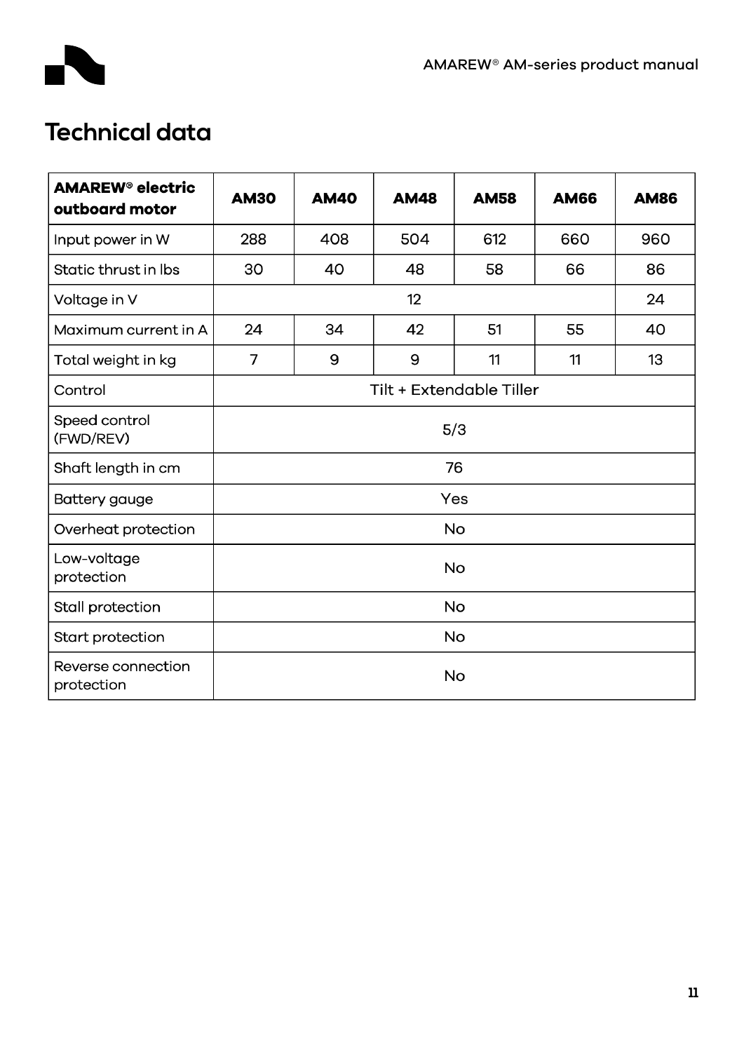# Technical data

| **AMAREW® electric outboard motor** | **AM30** | **AM40** | **AM48** | **AM58** | **AM66** | **AM86** |
|---|---|---|---|---|---|---|
| Input power in W | 288 | 408 | 504 | 612 | 660 | 960 |
| Static thrust in lbs | 30 | 40 | 48 | 58 | 66 | 86 |
| Voltage in V | 12 | | | | | 24 |
| Maximum current in A | 24 | 34 | 42 | 51 | 55 | 40 |
| Total weight in kg | 7 | 9 | 9 | 11 | 11 | 13 |
| Control | Tilt + Extendable Tiller | | | | | |
| Speed control (FWD/REV) | 5/3 | | | | | |
| Shaft length in cm | 76 | | | | | |
| Battery gauge | Yes | | | | | |
| Overheat protection | No | | | | | |
| Low-voltage protection | No | | | | | |
| Stall protection | No | | | | | |
| Start protection | No | | | | | |
| Reverse connection protection | No | | | | | |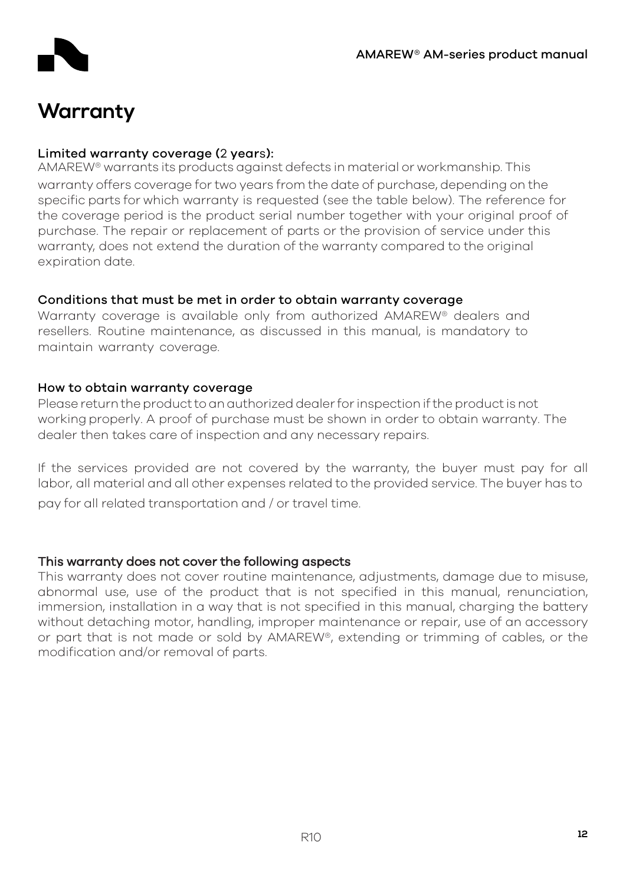# Warranty

### Limited warranty coverage (2 years):

AMAREW® warrants its products against defects in material or workmanship. This warranty offers coverage for two years from the date of purchase, depending on the specific parts for which warranty is requested (see the table below). The reference for the coverage period is the product serial number together with your original proof of purchase. The repair or replacement of parts or the provision of service under this warranty, does not extend the duration of the warranty compared to the original expiration date.

### Conditions that must be met in order to obtain warranty coverage

Warranty coverage is available only from authorized AMAREW® dealers and resellers. Routine maintenance, as discussed in this manual, is mandatory to maintain warranty coverage.

### How to obtain warranty coverage

Please return the product to an authorized dealer for inspection if the product is not working properly. A proof of purchase must be shown in order to obtain warranty. The dealer then takes care of inspection and any necessary repairs.

If the services provided are not covered by the warranty, the buyer must pay for all labor, all material and all other expenses related to the provided service. The buyer has to pay for all related transportation and / or travel time.

### This warranty does not cover the following aspects

This warranty does not cover routine maintenance, adjustments, damage due to misuse, abnormal use, use of the product that is not specified in this manual, renunciation, immersion, installation in a way that is not specified in this manual, charging the battery without detaching motor, handling, improper maintenance or repair, use of an accessory or part that is not made or sold by AMAREW®, extending or trimming of cables, or the modification and/or removal of parts.

R10